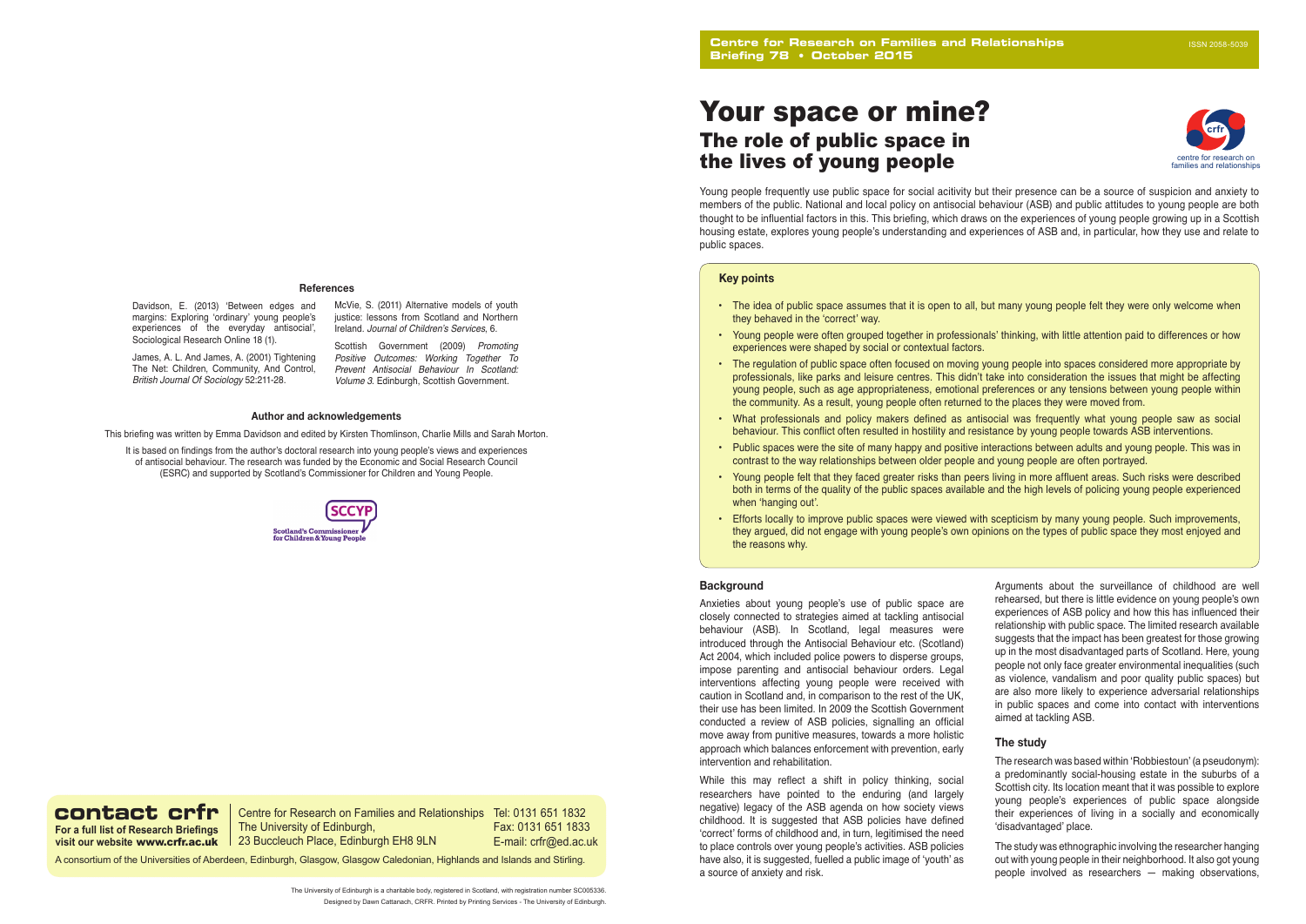Centre for Research on Families and Relationships
Briefing 78 • October 2015

ISSN 2058-5039

# Your space or mine?
## The role of public space in the lives of young people

Young people frequently use public space for social acitivity but their presence can be a source of suspicion and anxiety to members of the public. National and local policy on antisocial behaviour (ASB) and public attitudes to young people are both thought to be influential factors in this. This briefing, which draws on the experiences of young people growing up in a Scottish housing estate, explores young people's understanding and experiences of ASB and, in particular, how they use and relate to public spaces.

### Key points

- The idea of public space assumes that it is open to all, but many young people felt they were only welcome when they behaved in the 'correct' way.
- Young people were often grouped together in professionals' thinking, with little attention paid to differences or how experiences were shaped by social or contextual factors.
- The regulation of public space often focused on moving young people into spaces considered more appropriate by professionals, like parks and leisure centres. This didn't take into consideration the issues that might be affecting young people, such as age appropriateness, emotional preferences or any tensions between young people within the community. As a result, young people often returned to the places they were moved from.
- What professionals and policy makers defined as antisocial was frequently what young people saw as social behaviour. This conflict often resulted in hostility and resistance by young people towards ASB interventions.
- Public spaces were the site of many happy and positive interactions between adults and young people. This was in contrast to the way relationships between older people and young people are often portrayed.
- Young people felt that they faced greater risks than peers living in more affluent areas. Such risks were described both in terms of the quality of the public spaces available and the high levels of policing young people experienced when 'hanging out'.
- Efforts locally to improve public spaces were viewed with scepticism by many young people. Such improvements, they argued, did not engage with young people's own opinions on the types of public space they most enjoyed and the reasons why.

### Background

Anxieties about young people's use of public space are closely connected to strategies aimed at tackling antisocial behaviour (ASB). In Scotland, legal measures were introduced through the Antisocial Behaviour etc. (Scotland) Act 2004, which included police powers to disperse groups, impose parenting and antisocial behaviour orders. Legal interventions affecting young people were received with caution in Scotland and, in comparison to the rest of the UK, their use has been limited. In 2009 the Scottish Government conducted a review of ASB policies, signalling an official move away from punitive measures, towards a more holistic approach which balances enforcement with prevention, early intervention and rehabilitation.

While this may reflect a shift in policy thinking, social researchers have pointed to the enduring (and largely negative) legacy of the ASB agenda on how society views childhood. It is suggested that ASB policies have defined 'correct' forms of childhood and, in turn, legitimised the need to place controls over young people's activities. ASB policies have also, it is suggested, fuelled a public image of 'youth' as a source of anxiety and risk.

Arguments about the surveillance of childhood are well rehearsed, but there is little evidence on young people's own experiences of ASB policy and how this has influenced their relationship with public space. The limited research available suggests that the impact has been greatest for those growing up in the most disadvantaged parts of Scotland. Here, young people not only face greater environmental inequalities (such as violence, vandalism and poor quality public spaces) but are also more likely to experience adversarial relationships in public spaces and come into contact with interventions aimed at tackling ASB.

### The study

The research was based within 'Robbiestoun' (a pseudonym): a predominantly social-housing estate in the suburbs of a Scottish city. Its location meant that it was possible to explore young people's experiences of public space alongside their experiences of living in a socially and economically 'disadvantaged' place.

The study was ethnographic involving the researcher hanging out with young people in their neighborhood. It also got young people involved as researchers — making observations,

### References

Davidson, E. (2013) 'Between edges and margins: Exploring 'ordinary' young people's experiences of the everyday antisocial', Sociological Research Online 18 (1).

James, A. L. And James, A. (2001) Tightening The Net: Children, Community, And Control, *British Journal Of Sociology* 52:211-28.

McVie, S. (2011) Alternative models of youth justice: lessons from Scotland and Northern Ireland. *Journal of Children's Services*, 6.

Scottish Government (2009) *Promoting Positive Outcomes: Working Together To Prevent Antisocial Behaviour In Scotland: Volume 3.* Edinburgh, Scottish Government.

### Author and acknowledgements

This briefing was written by Emma Davidson and edited by Kirsten Thomlinson, Charlie Mills and Sarah Morton.

It is based on findings from the author's doctoral research into young people's views and experiences of antisocial behaviour. The research was funded by the Economic and Social Research Council (ESRC) and supported by Scotland's Commissioner for Children and Young People.

SCCYP Scotland's Commissioner for Children & Young People

**contact crfr**
**For a full list of Research Briefings visit our website www.crfr.ac.uk**

Centre for Research on Families and Relationships
The University of Edinburgh,
23 Buccleuch Place, Edinburgh EH8 9LN

Tel: 0131 651 1832
Fax: 0131 651 1833
E-mail: crfr@ed.ac.uk

A consortium of the Universities of Aberdeen, Edinburgh, Glasgow, Glasgow Caledonian, Highlands and Islands and Stirling.

The University of Edinburgh is a charitable body, registered in Scotland, with registration number SC005336.
Designed by Dawn Cattanach, CRFR. Printed by Printing Services - The University of Edinburgh.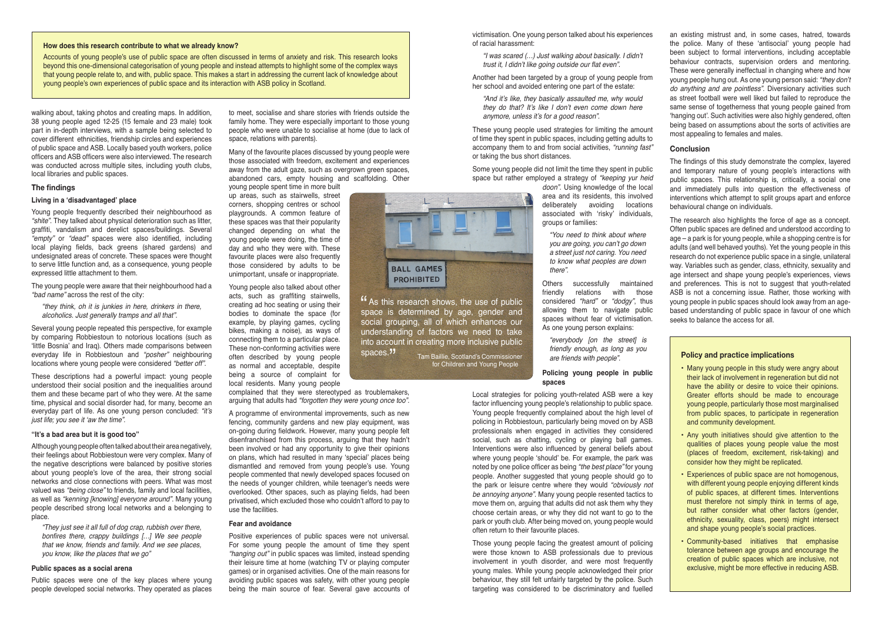#### How does this research contribute to what we already know?

Accounts of young people's use of public space are often discussed in terms of anxiety and risk. This research looks beyond this one-dimensional categorisation of young people and instead attempts to highlight some of the complex ways that young people relate to, and with, public space. This makes a start in addressing the current lack of knowledge about young people's own experiences of public space and its interaction with ASB policy in Scotland.

walking about, taking photos and creating maps. In addition, 38 young people aged 12-25 (15 female and 23 male) took part in in-depth interviews, with a sample being selected to cover different ethnicities, friendship circles and experiences of public space and ASB. Locally based youth workers, police officers and ASB officers were also interviewed. The research was conducted across multiple sites, including youth clubs, local libraries and public spaces.

### The findings

#### Living in a 'disadvantaged' place

Young people frequently described their neighbourhood as *"shite"*. They talked about physical deterioration such as litter, graffiti, vandalism and derelict spaces/buildings. Several *"empty"* or *"dead"* spaces were also identified, including local playing fields, back greens (shared gardens) and undesignated areas of concrete. These spaces were thought to serve little function and, as a consequence, young people expressed little attachment to them.

The young people were aware that their neighbourhood had a *"bad name"* across the rest of the city:

> *"they think, oh it is junkies in here, drinkers in there, alcoholics. Just generally tramps and all that".*

Several young people repeated this perspective, for example by comparing Robbiestoun to notorious locations (such as 'little Bosnia' and Iraq). Others made comparisons between everyday life in Robbiestoun and *"posher"* neighbouring locations where young people were considered *"better off"*.

These descriptions had a powerful impact: young people understood their social position and the inequalities around them and these became part of who they were. At the same time, physical and social disorder had, for many, become an everyday part of life. As one young person concluded: *"it's just life; you see it 'aw the time"*.

#### "It's a bad area but it is good too"

Although young people often talked about their area negatively, their feelings about Robbiestoun were very complex. Many of the negative descriptions were balanced by positive stories about young people's love of the area, their strong social networks and close connections with peers. What was most valued was *"being close"* to friends, family and local facilities, as well as *"kenning [knowing] everyone around"*. Many young people described strong local networks and a belonging to place.

> *"They just see it all full of dog crap, rubbish over there, bonfires there, crappy buildings [...] We see people that we know, friends and family. And we see places, you know, like the places that we go"*

#### Public spaces as a social arena

Public spaces were one of the key places where young people developed social networks. They operated as places to meet, socialise and share stories with friends outside the family home. They were especially important to those young people who were unable to socialise at home (due to lack of space, relations with parents).

Many of the favourite places discussed by young people were those associated with freedom, excitement and experiences away from the adult gaze, such as overgrown green spaces, abandoned cars, empty housing and scaffolding. Other young people spent time in more built up areas, such as stairwells, street corners, shopping centres or school playgrounds. A common feature of these spaces was that their popularity changed depending on what the young people were doing, the time of day and who they were with. These favourite places were also frequently those considered by adults to be unimportant, unsafe or inappropriate.

Young people also talked about other acts, such as graffiting stairwells, creating ad hoc seating or using their bodies to dominate the space (for example, by playing games, cycling bikes, making a noise), as ways of connecting them to a particular place. These non-conforming activities were often described by young people as normal and acceptable, despite being a source of complaint for local residents. Many young people complained that they were stereotyped as troublemakers, arguing that adults had *"forgotten they were young once too"*.

> "As this research shows, the use of public space is determined by age, gender and social grouping, all of which enhances our understanding of factors we need to take into account in creating more inclusive public spaces."
>
> Tam Baillie, Scotland's Commissioner for Children and Young People

A programme of environmental improvements, such as new fencing, community gardens and new play equipment, was on-going during fieldwork. However, many young people felt disenfranchised from this process, arguing that they hadn't been involved or had any opportunity to give their opinions on plans, which had resulted in many 'special' places being dismantled and removed from young people's use. Young people commented that newly developed spaces focused on the needs of younger children, while teenager's needs were overlooked. Other spaces, such as playing fields, had been privatised, which excluded those who couldn't afford to pay to use the facilities.

#### Fear and avoidance

Positive experiences of public spaces were not universal. For some young people the amount of time they spent *"hanging out"* in public spaces was limited, instead spending their leisure time at home (watching TV or playing computer games) or in organised activities. One of the main reasons for avoiding public spaces was safety, with other young people being the main source of fear. Several gave accounts of victimisation. One young person talked about his experiences of racial harassment:

> *"I was scared (...) Just walking about basically. I didn't trust it, I didn't like going outside our flat even".*

Another had been targeted by a group of young people from her school and avoided entering one part of the estate:

> *"And it's like, they basically assaulted me, why would they do that? It's like I don't even come down here anymore, unless it's for a good reason".*

These young people used strategies for limiting the amount of time they spent in public spaces, including getting adults to accompany them to and from social activities, *"running fast"* or taking the bus short distances.

Some young people did not limit the time they spent in public space but rather employed a strategy of *"keeping yur heid doon"*. Using knowledge of the local area and its residents, this involved deliberately avoiding locations associated with 'risky' individuals, groups or families:

> *"You need to think about where you are going, you can't go down a street just not caring. You need to know what peoples are down there".*

Others successfully maintained friendly relations with those considered *"hard"* or *"dodgy"*, thus allowing them to navigate public spaces without fear of victimisation. As one young person explains:

> *"everybody [on the street] is friendly enough, as long as you are friends with people".*

#### Policing young people in public spaces

Local strategies for policing youth-related ASB were a key factor influencing young people's relationship to public space. Young people frequently complained about the high level of policing in Robbiestoun, particularly being moved on by ASB professionals when engaged in activities they considered social, such as chatting, cycling or playing ball games. Interventions were also influenced by general beliefs about where young people 'should' be. For example, the park was noted by one police officer as being *"the best place"* for young people. Another suggested that young people should go to the park or leisure centre where they would *"obviously not be annoying anyone"*. Many young people resented tactics to move them on, arguing that adults did not ask them why they choose certain areas, or why they did not want to go to the park or youth club. After being moved on, young people would often return to their favourite places.

Those young people facing the greatest amount of policing were those known to ASB professionals due to previous involvement in youth disorder, and were most frequently young males. While young people acknowledged their prior behaviour, they still felt unfairly targeted by the police. Such targeting was considered to be discriminatory and fuelled an existing mistrust and, in some cases, hatred, towards the police. Many of these 'antisocial' young people had been subject to formal interventions, including acceptable behaviour contracts, supervision orders and mentoring. These were generally ineffectual in changing where and how young people hung out. As one young person said: *"they don't do anything and are pointless"*. Diversionary activities such as street football were well liked but failed to reproduce the same sense of togetherness that young people gained from 'hanging out'. Such activities were also highly gendered, often being based on assumptions about the sorts of activities are most appealing to females and males.

### Conclusion

The findings of this study demonstrate the complex, layered and temporary nature of young people's interactions with public spaces. This relationship is, critically, a social one and immediately pulls into question the effectiveness of interventions which attempt to split groups apart and enforce behavioural change on individuals.

The research also highlights the force of age as a concept. Often public spaces are defined and understood according to age – a park is for young people, while a shopping centre is for adults (and well behaved youths). Yet the young people in this research do not experience public space in a single, unilateral way. Variables such as gender, class, ethnicity, sexuality and age intersect and shape young people's experiences, views and preferences. This is not to suggest that youth-related ASB is not a concerning issue. Rather, those working with young people in public spaces should look away from an age-based understanding of public space in favour of one which seeks to balance the access for all.

### Policy and practice implications

- Many young people in this study were angry about their lack of involvement in regeneration but did not have the ability or desire to voice their opinions. Greater efforts should be made to encourage young people, particularly those most marginalised from public spaces, to participate in regeneration and community development.
- Any youth initiatives should give attention to the qualities of places young people value the most (places of freedom, excitement, risk-taking) and consider how they might be replicated.
- Experiences of public space are not homogenous, with different young people enjoying different kinds of public spaces, at different times. Interventions must therefore not simply think in terms of age, but rather consider what other factors (gender, ethnicity, sexuality, class, peers) might intersect and shape young people's social practices.
- Community-based initiatives that emphasise tolerance between age groups and encourage the creation of public spaces which are inclusive, not exclusive, might be more effective in reducing ASB.